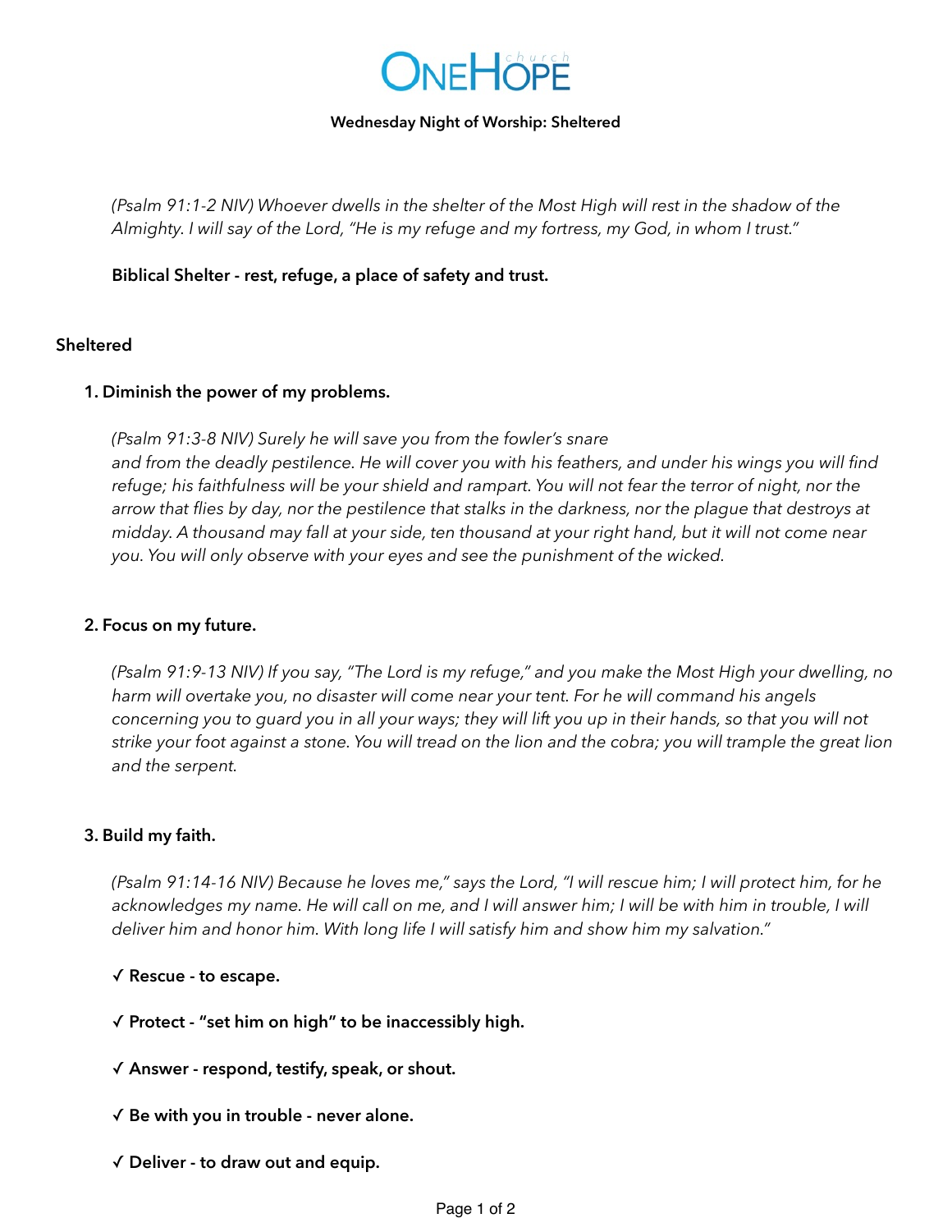# OneHope church

**Wednesday Night of Worship: Sheltered**

*(Psalm 91:1-2 NIV) Whoever dwells in the shelter of the Most High will rest in the shadow of the Almighty. I will say of the Lord, "He is my refuge and my fortress, my God, in whom I trust."*

**Biblical Shelter - rest, refuge, a place of safety and trust.**

## Sheltered

### 1. Diminish the power of my problems.

*(Psalm 91:3-8 NIV) Surely he will save you from the fowler's snare and from the deadly pestilence. He will cover you with his feathers, and under his wings you will find refuge; his faithfulness will be your shield and rampart. You will not fear the terror of night, nor the arrow that flies by day, nor the pestilence that stalks in the darkness, nor the plague that destroys at midday. A thousand may fall at your side, ten thousand at your right hand, but it will not come near you. You will only observe with your eyes and see the punishment of the wicked.*

### 2. Focus on my future.

*(Psalm 91:9-13 NIV) If you say, "The Lord is my refuge," and you make the Most High your dwelling, no harm will overtake you, no disaster will come near your tent. For he will command his angels concerning you to guard you in all your ways; they will lift you up in their hands, so that you will not strike your foot against a stone. You will tread on the lion and the cobra; you will trample the great lion and the serpent.*

### 3. Build my faith.

*(Psalm 91:14-16 NIV) Because he loves me," says the Lord, "I will rescue him; I will protect him, for he acknowledges my name. He will call on me, and I will answer him; I will be with him in trouble, I will deliver him and honor him. With long life I will satisfy him and show him my salvation."*

**✓ Rescue - to escape.**

**✓ Protect - "set him on high" to be inaccessibly high.**

**✓ Answer - respond, testify, speak, or shout.**

**✓ Be with you in trouble - never alone.**

**✓ Deliver - to draw out and equip.**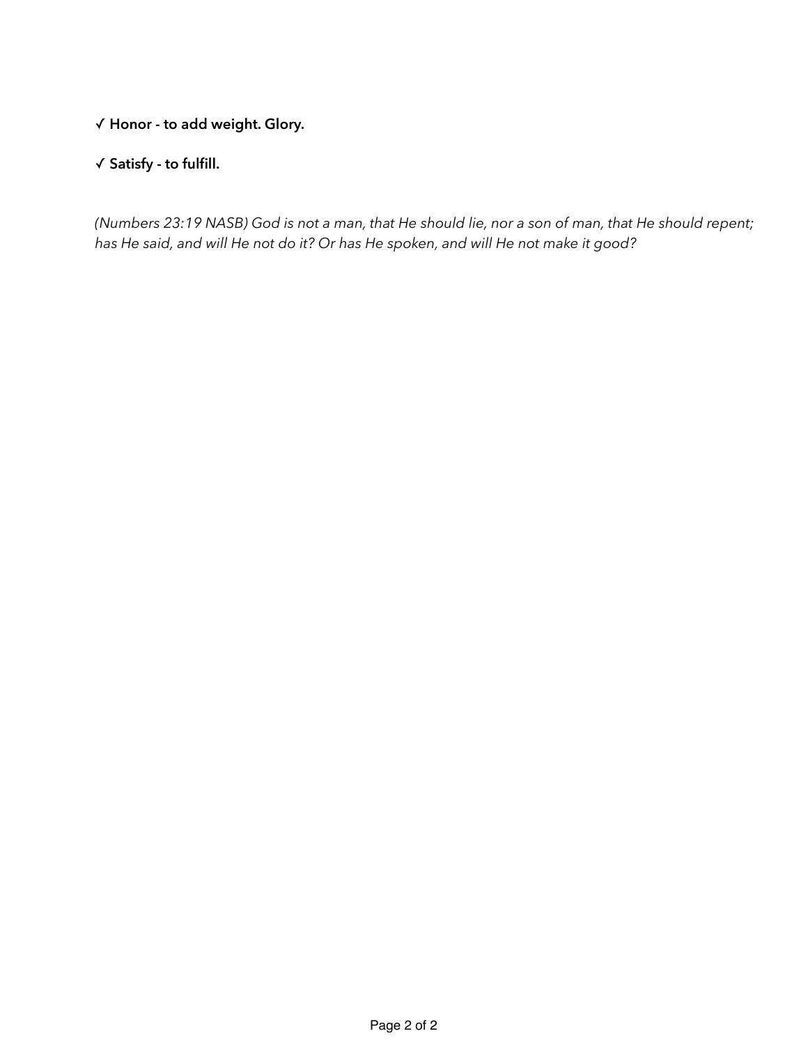**✓ Honor - to add weight. Glory.**

**✓ Satisfy - to fulfill.**

*(Numbers 23:19 NASB) God is not a man, that He should lie, nor a son of man, that He should repent; has He said, and will He not do it? Or has He spoken, and will He not make it good?*